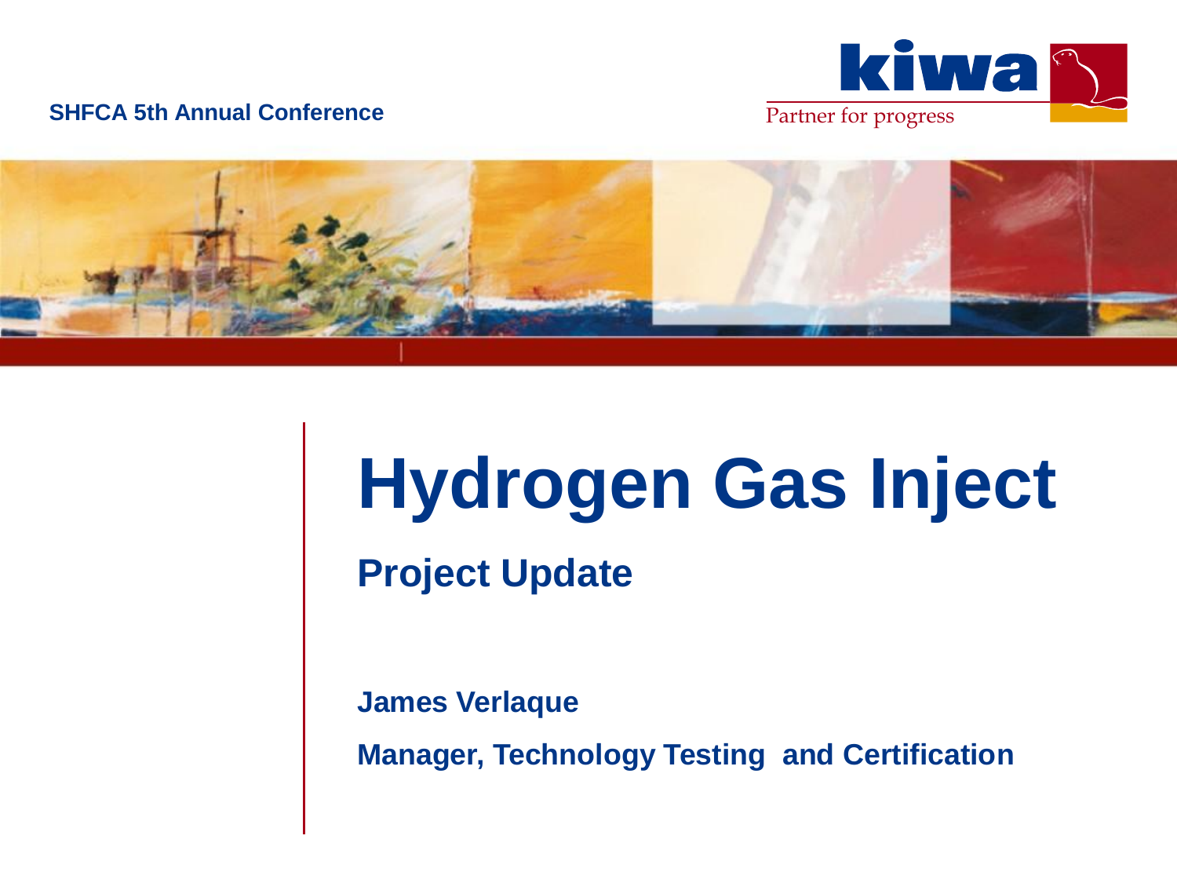SHFCA 5th Annual Conference

kiwa

Partner for progress

# Hydrogen Gas Inject

## Project Update

**James Verlaque**

**Manager, Technology Testing and Certification**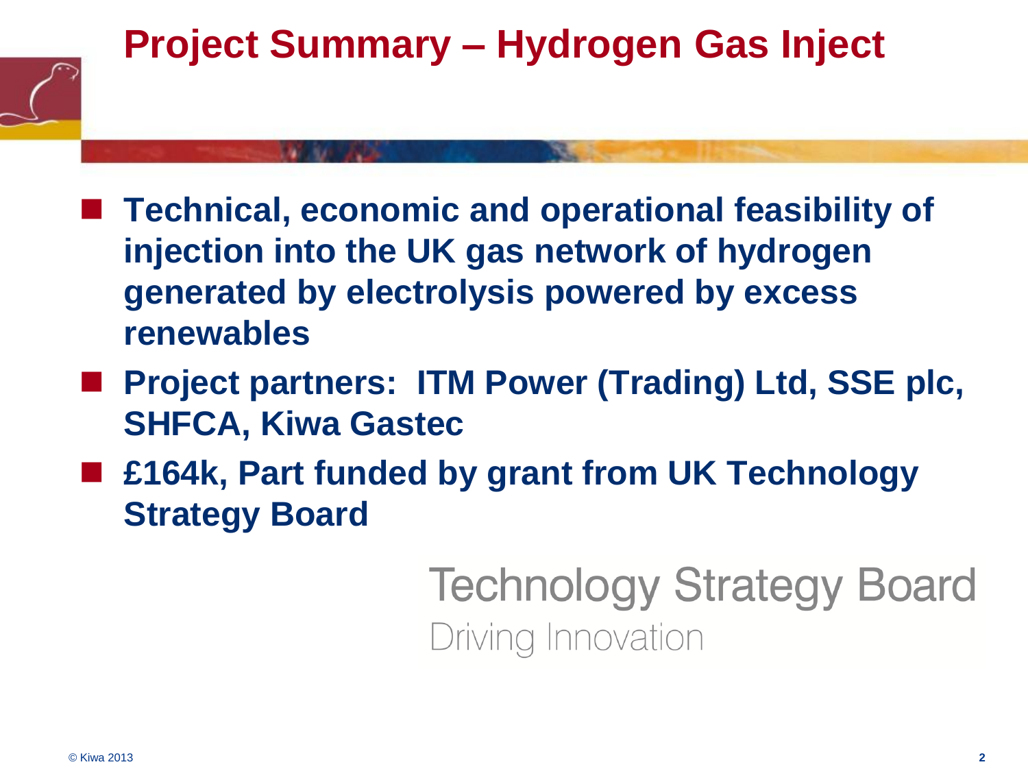# Project Summary – Hydrogen Gas Inject

- **Technical, economic and operational feasibility of injection into the UK gas network of hydrogen generated by electrolysis powered by excess renewables**
- **Project partners: ITM Power (Trading) Ltd, SSE plc, SHFCA, Kiwa Gastec**
- **£164k, Part funded by grant from UK Technology Strategy Board**

Technology Strategy Board
Driving Innovation

© Kiwa 2013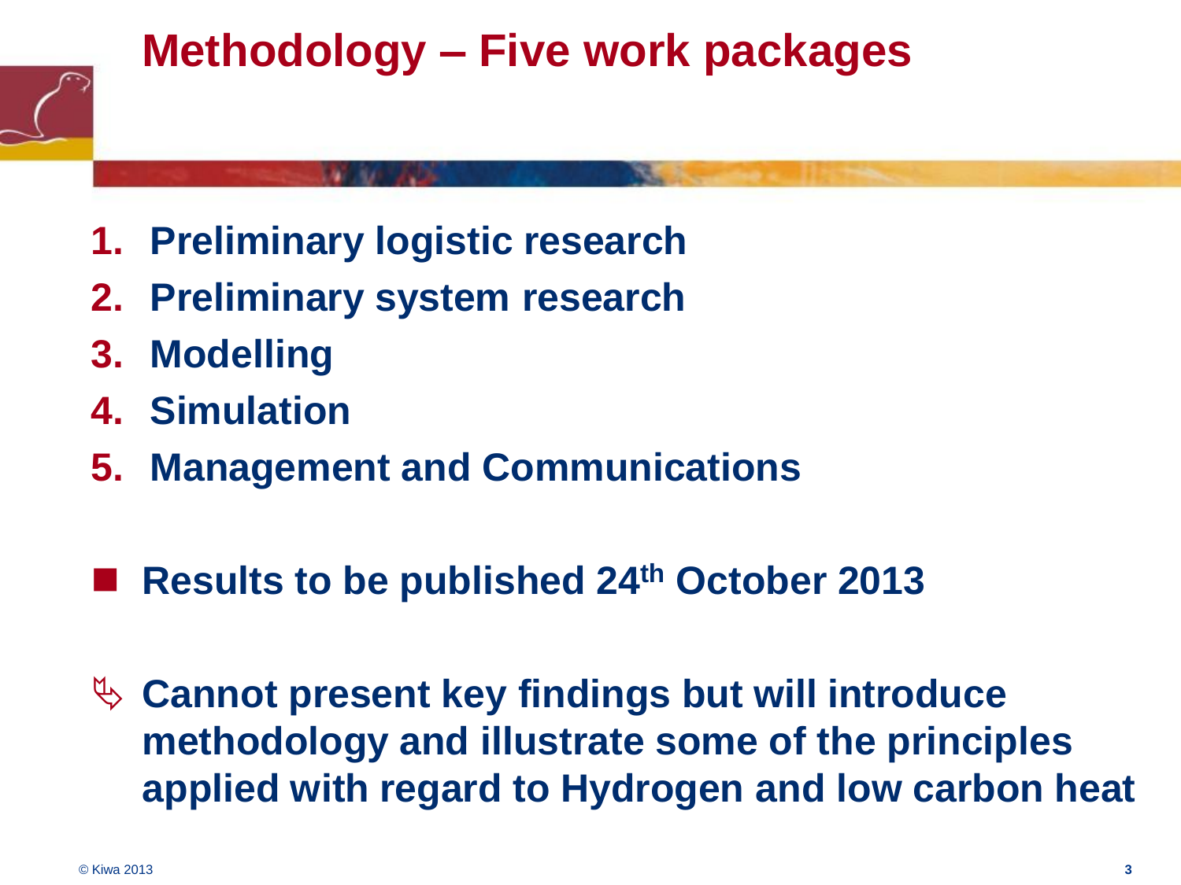# Methodology – Five work packages

1. **Preliminary logistic research**
2. **Preliminary system research**
3. **Modelling**
4. **Simulation**
5. **Management and Communications**

- **Results to be published 24th October 2013**

- **Cannot present key findings but will introduce methodology and illustrate some of the principles applied with regard to Hydrogen and low carbon heat**

© Kiwa 2013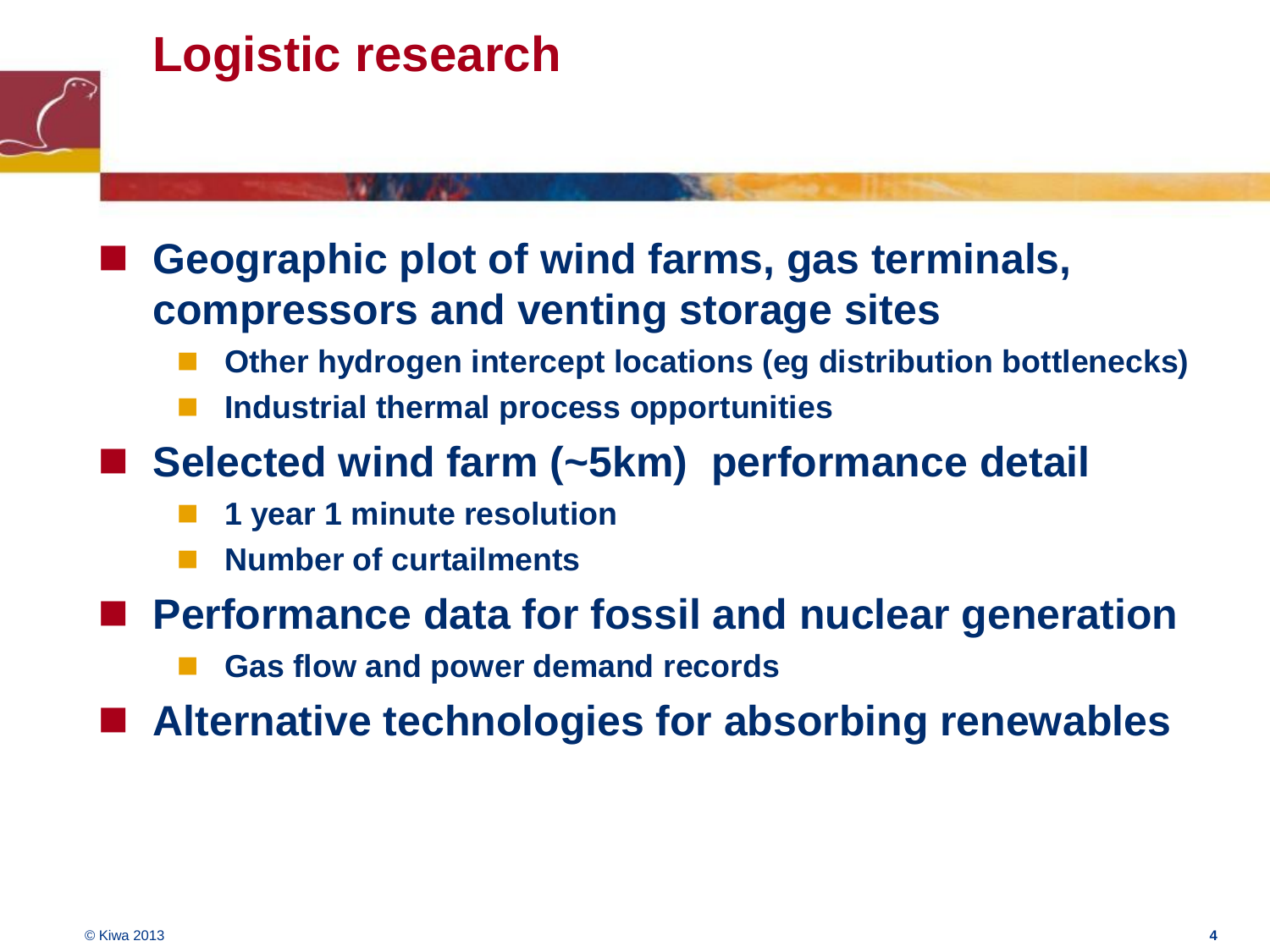# Logistic research

- **Geographic plot of wind farms, gas terminals, compressors and venting storage sites**
  - **Other hydrogen intercept locations (eg distribution bottlenecks)**
  - **Industrial thermal process opportunities**
- **Selected wind farm (~5km) performance detail**
  - **1 year 1 minute resolution**
  - **Number of curtailments**
- **Performance data for fossil and nuclear generation**
  - **Gas flow and power demand records**
- **Alternative technologies for absorbing renewables**

© Kiwa 2013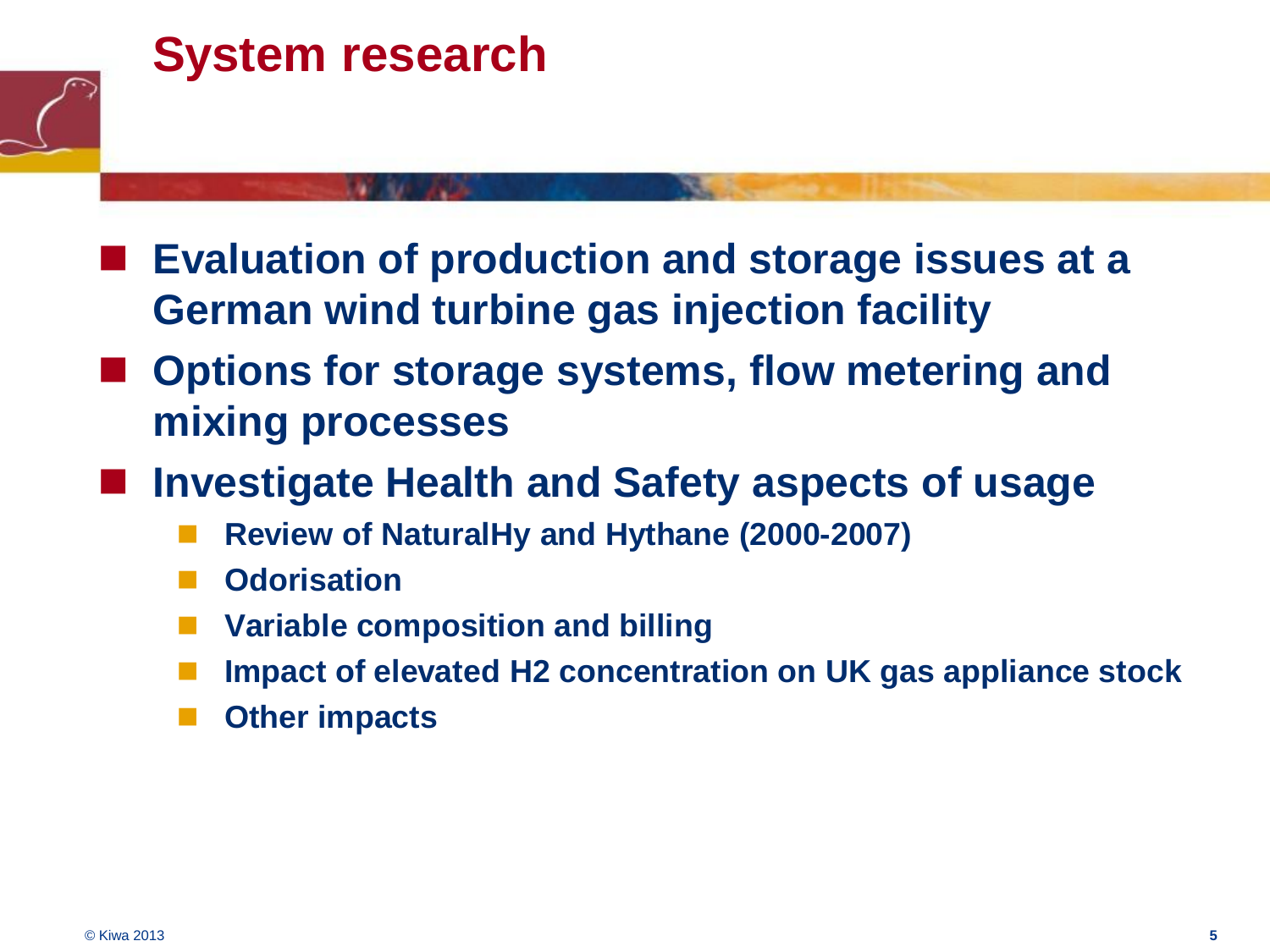# System research

- **Evaluation of production and storage issues at a German wind turbine gas injection facility**
- **Options for storage systems, flow metering and mixing processes**
- **Investigate Health and Safety aspects of usage**
  - **Review of NaturalHy and Hythane (2000-2007)**
  - **Odorisation**
  - **Variable composition and billing**
  - **Impact of elevated H2 concentration on UK gas appliance stock**
  - **Other impacts**

© Kiwa 2013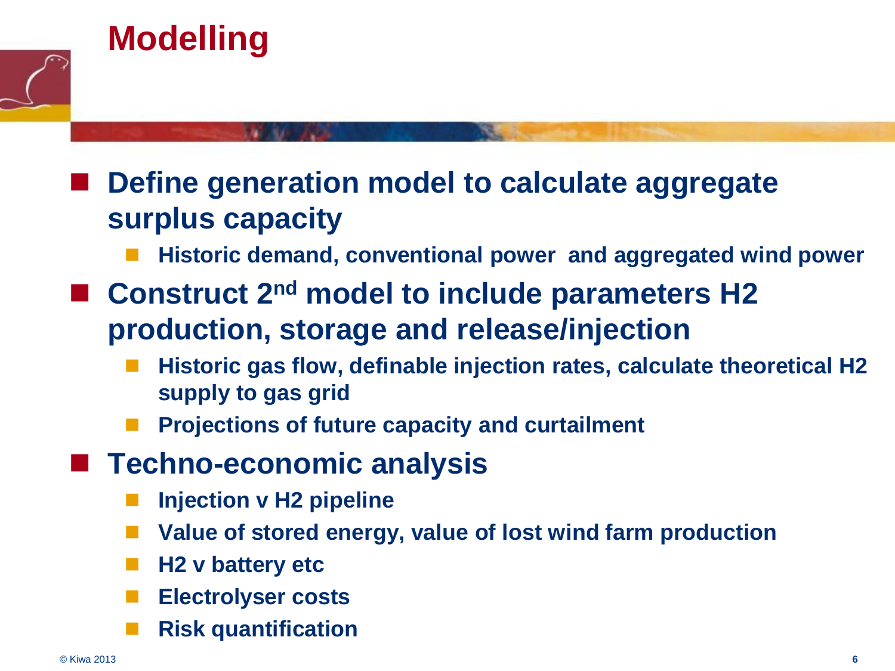# Modelling

- **Define generation model to calculate aggregate surplus capacity**
  - **Historic demand, conventional power and aggregated wind power**
- **Construct 2nd model to include parameters H2 production, storage and release/injection**
  - **Historic gas flow, definable injection rates, calculate theoretical H2 supply to gas grid**
  - **Projections of future capacity and curtailment**
- **Techno-economic analysis**
  - **Injection v H2 pipeline**
  - **Value of stored energy, value of lost wind farm production**
  - **H2 v battery etc**
  - **Electrolyser costs**
  - **Risk quantification**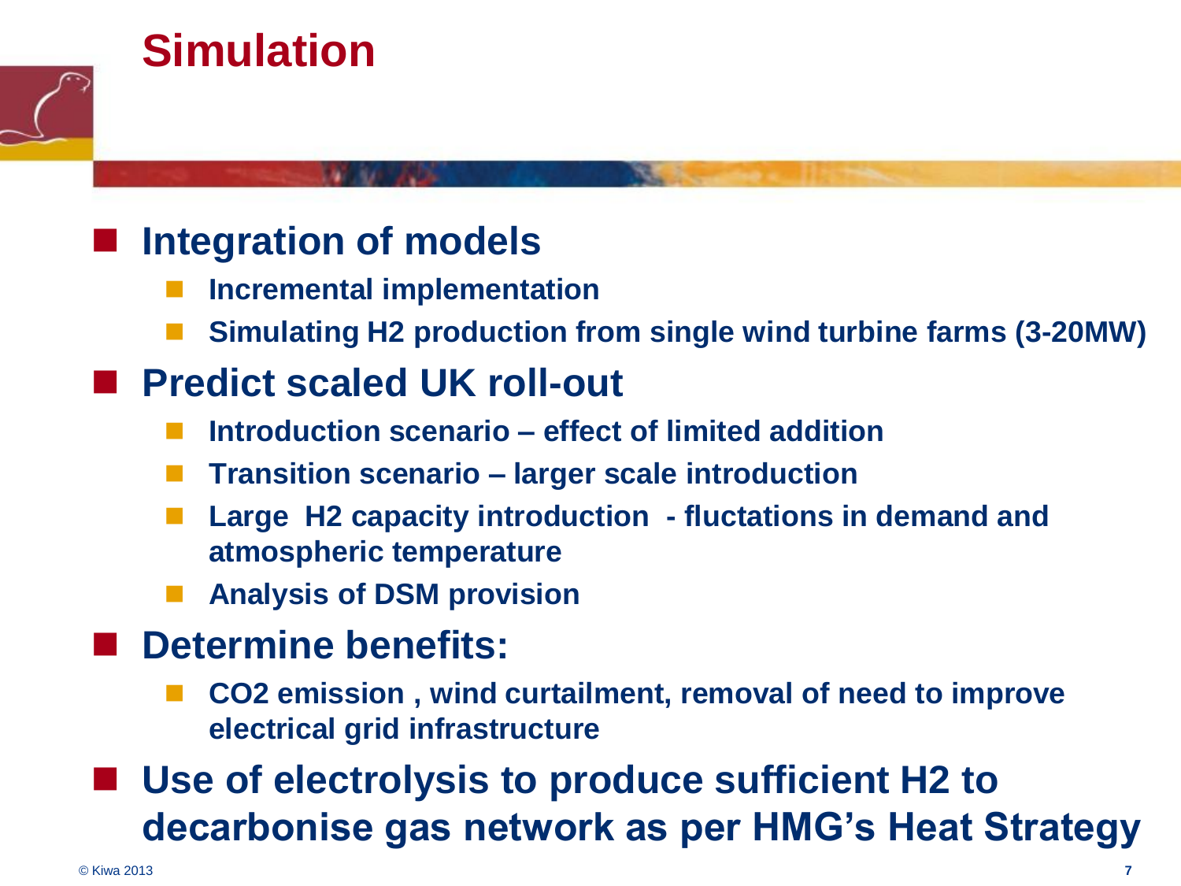# Simulation

- **Integration of models**
  - **Incremental implementation**
  - **Simulating $H_2$ production from single wind turbine farms (3-20MW)**
- **Predict scaled UK roll-out**
  - **Introduction scenario – effect of limited addition**
  - **Transition scenario – larger scale introduction**
  - **Large $H_2$ capacity introduction - fluctations in demand and atmospheric temperature**
  - **Analysis of DSM provision**
- **Determine benefits:**
  - **$CO_2$ emission , wind curtailment, removal of need to improve electrical grid infrastructure**
- **Use of electrolysis to produce sufficient $H_2$ to decarbonise gas network as per HMG's Heat Strategy**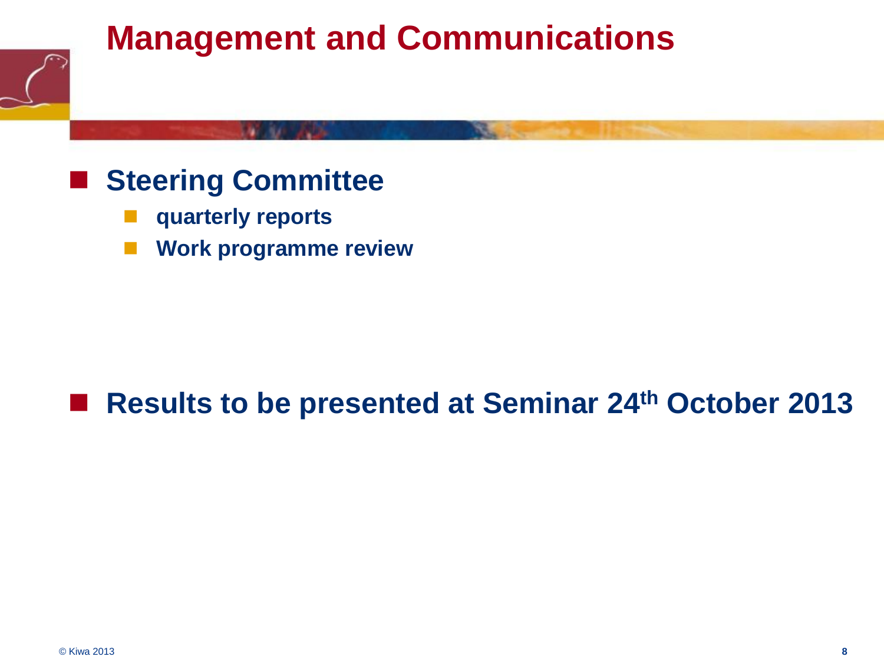# Management and Communications

- **Steering Committee**
  - **quarterly reports**
  - **Work programme review**

- **Results to be presented at Seminar 24th October 2013**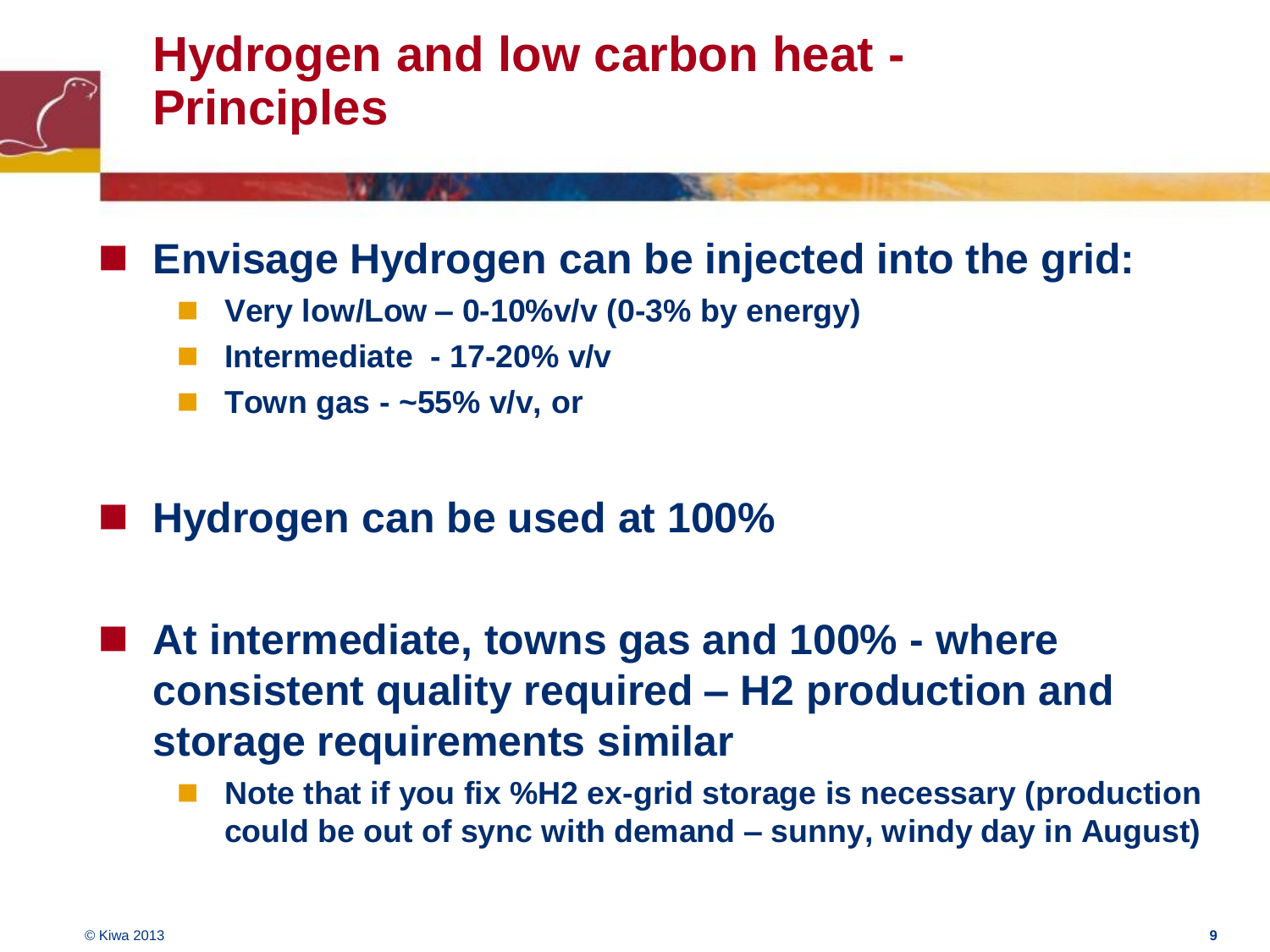# Hydrogen and low carbon heat - Principles

- **Envisage Hydrogen can be injected into the grid:**
  - **Very low/Low – 0-10%v/v (0-3% by energy)**
  - **Intermediate - 17-20% v/v**
  - **Town gas - ~55% v/v, or**

- **Hydrogen can be used at 100%**

- **At intermediate, towns gas and 100% - where consistent quality required – H2 production and storage requirements similar**
  - **Note that if you fix %H2 ex-grid storage is necessary (production could be out of sync with demand – sunny, windy day in August)**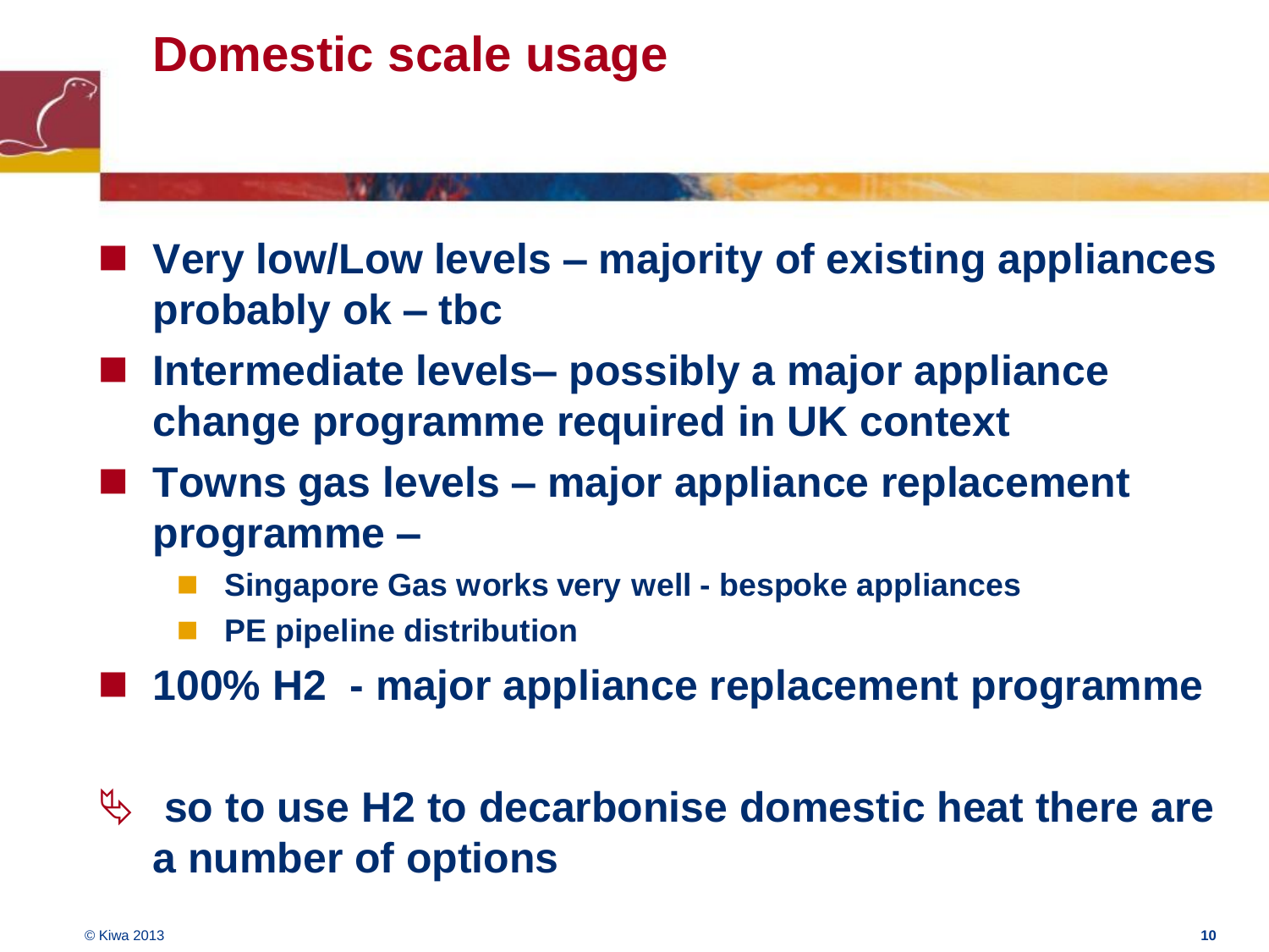# Domestic scale usage

- Very low/Low levels – majority of existing appliances probably ok – tbc
- Intermediate levels– possibly a major appliance change programme required in UK context
- Towns gas levels – major appliance replacement programme –
  - Singapore Gas works very well - bespoke appliances
  - PE pipeline distribution
- 100% H2 - major appliance replacement programme

so to use H2 to decarbonise domestic heat there are a number of options

© Kiwa 2013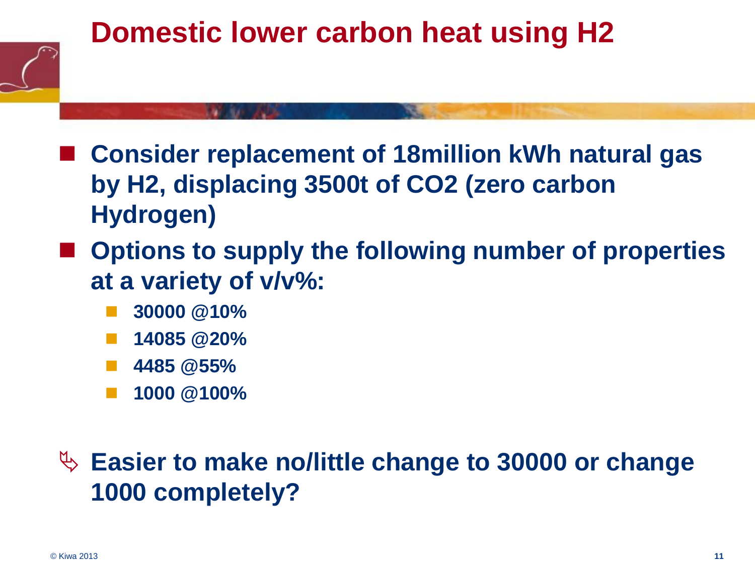# Domestic lower carbon heat using $H_2$

- **Consider replacement of 18million kWh natural gas by $H_2$, displacing 3500t of $CO_2$ (zero carbon Hydrogen)**
- **Options to supply the following number of properties at a variety of v/v%:**
  - **30000 @10%**
  - **14085 @20%**
  - **4485 @55%**
  - **1000 @100%**

**Easier to make no/little change to 30000 or change 1000 completely?**

© Kiwa 2013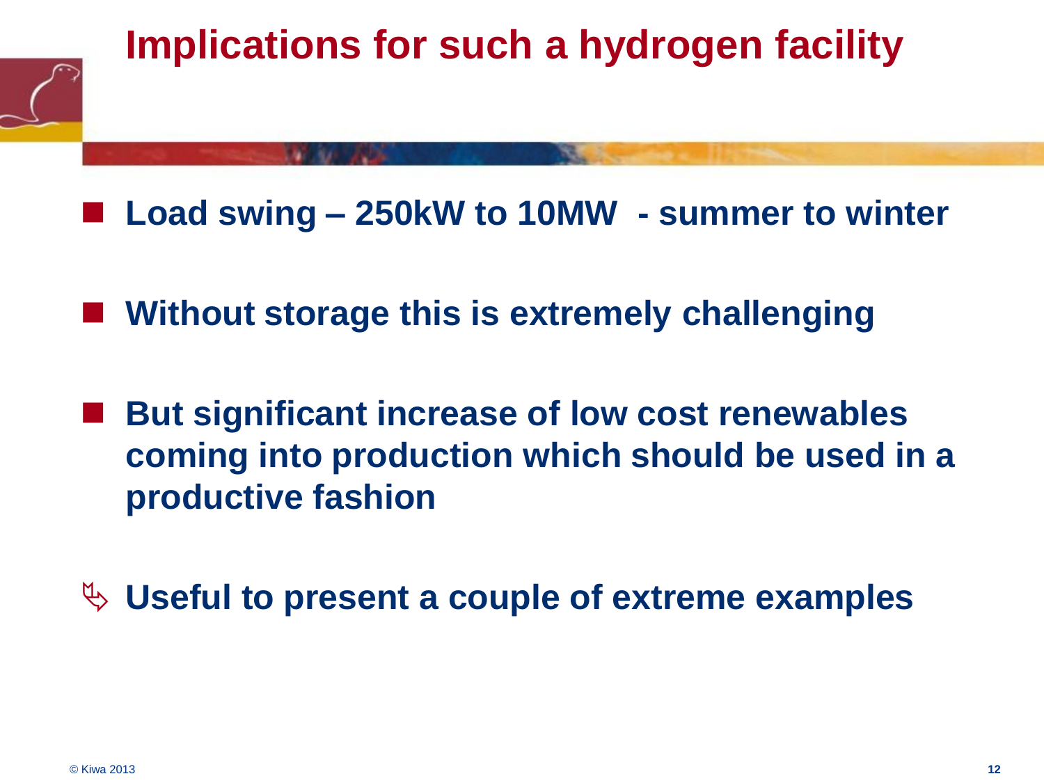# Implications for such a hydrogen facility

- **Load swing – 250kW to 10MW - summer to winter**
- **Without storage this is extremely challenging**
- **But significant increase of low cost renewables coming into production which should be used in a productive fashion**

➘ **Useful to present a couple of extreme examples**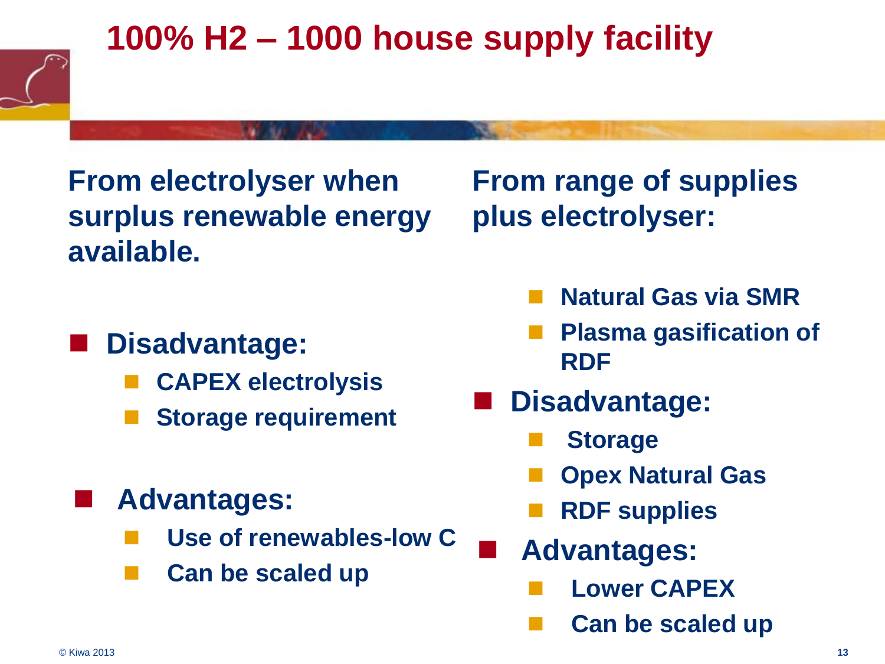# 100% $H_2$ – 1000 house supply facility

**From electrolyser when surplus renewable energy available.**

- **Disadvantage:**
  - **CAPEX electrolysis**
  - **Storage requirement**
- **Advantages:**
  - **Use of renewables-low C**
  - **Can be scaled up**

**From range of supplies plus electrolyser:**

- **Natural Gas via SMR**
- **Plasma gasification of RDF**
- **Disadvantage:**
  - **Storage**
  - **Opex Natural Gas**
  - **RDF supplies**
- **Advantages:**
  - **Lower CAPEX**
  - **Can be scaled up**

© Kiwa 2013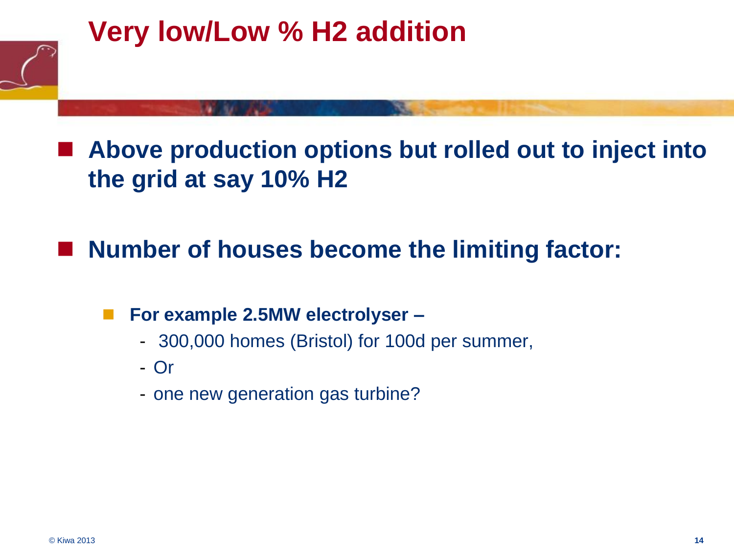# Very low/Low % H2 addition

- **Above production options but rolled out to inject into the grid at say 10% H2**

- **Number of houses become the limiting factor:**

  - **For example 2.5MW electrolyser –**
    - 300,000 homes (Bristol) for 100d per summer,
    - Or
    - one new generation gas turbine?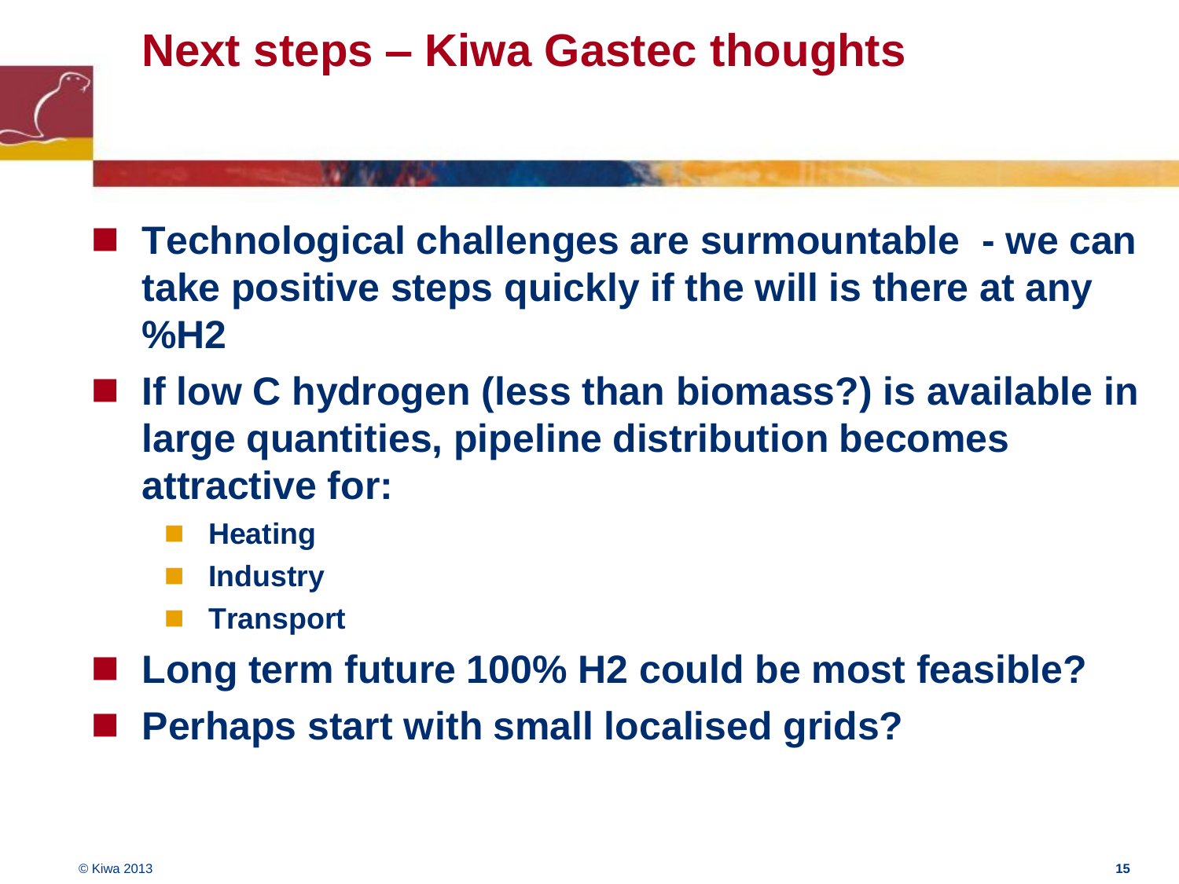# Next steps – Kiwa Gastec thoughts

- **Technological challenges are surmountable - we can take positive steps quickly if the will is there at any %H2**
- **If low C hydrogen (less than biomass?) is available in large quantities, pipeline distribution becomes attractive for:**
  - **Heating**
  - **Industry**
  - **Transport**
- **Long term future 100% H2 could be most feasible?**
- **Perhaps start with small localised grids?**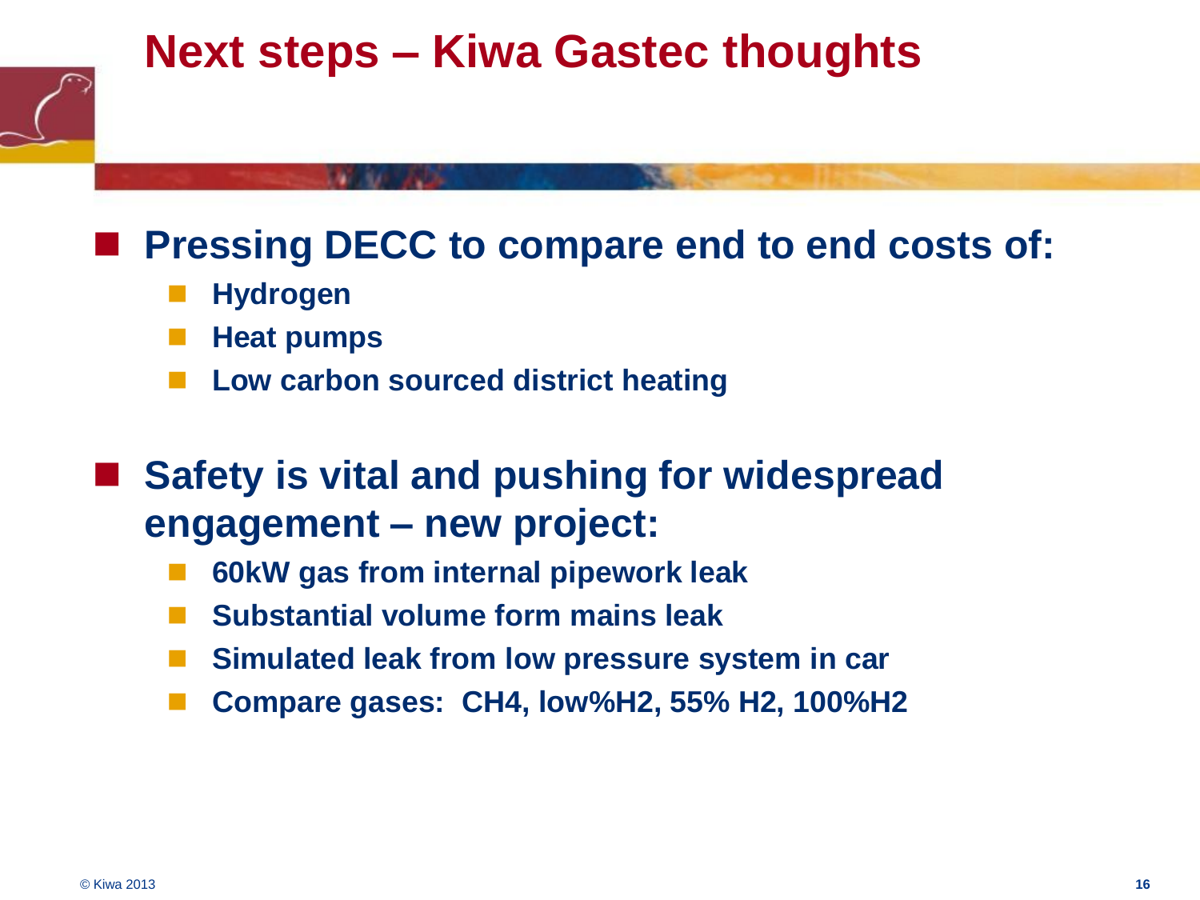# Next steps – Kiwa Gastec thoughts

- **Pressing DECC to compare end to end costs of:**
  - **Hydrogen**
  - **Heat pumps**
  - **Low carbon sourced district heating**

- **Safety is vital and pushing for widespread engagement – new project:**
  - **60kW gas from internal pipework leak**
  - **Substantial volume form mains leak**
  - **Simulated leak from low pressure system in car**
  - **Compare gases: $CH_4$, low% $H_2$, 55% $H_2$, 100% $H_2$**

© Kiwa 2013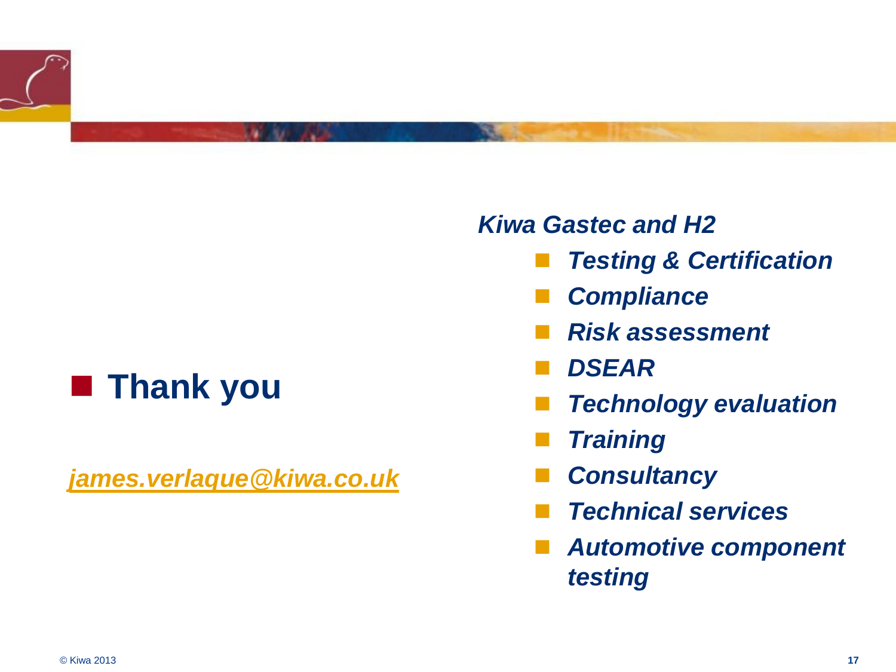- **Thank you**

*[james.verlaque@kiwa.co.uk](mailto:james.verlaque@kiwa.co.uk)*

***Kiwa Gastec and H2***

- ***Testing & Certification***
- ***Compliance***
- ***Risk assessment***
- ***DSEAR***
- ***Technology evaluation***
- ***Training***
- ***Consultancy***
- ***Technical services***
- ***Automotive component testing***

© Kiwa 2013